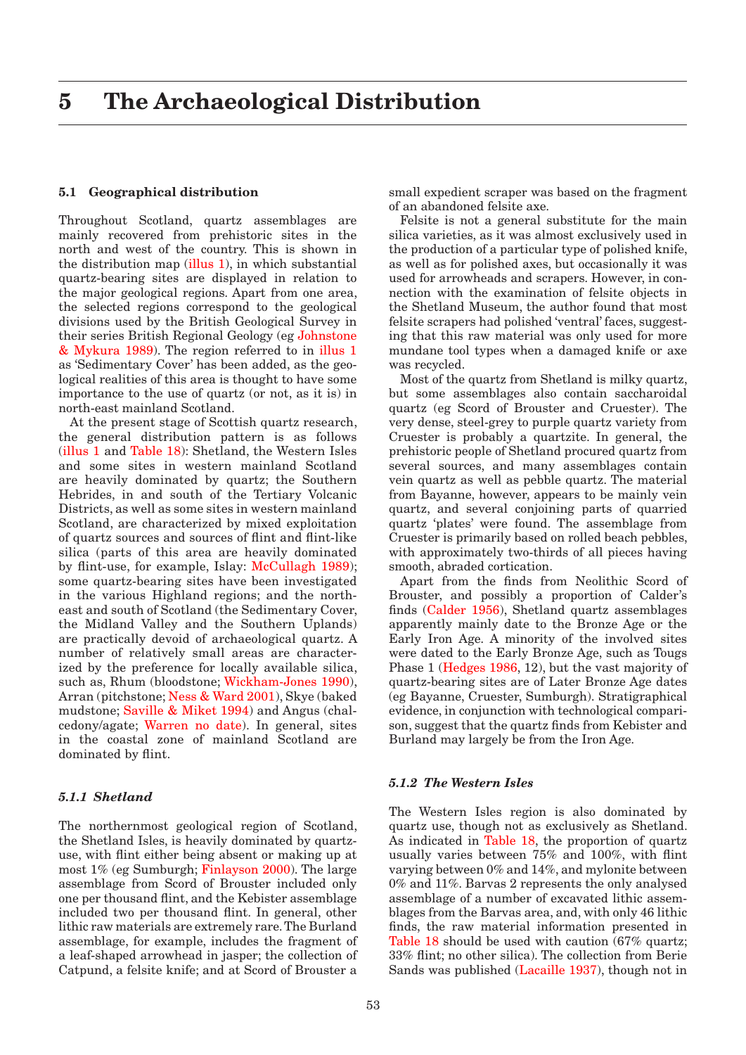# 5 The Archaeological Distribution

## 5.1 Geographical distribution

Throughout Scotland, quartz assemblages are mainly recovered from prehistoric sites in the north and west of the country. This is shown in the distribution map (illus 1), in which substantial quartz-bearing sites are displayed in relation to the major geological regions. Apart from one area, the selected regions correspond to the geological divisions used by the British Geological Survey in their series British Regional Geology (eg Johnstone & Mykura 1989). The region referred to in illus 1 as 'Sedimentary Cover' has been added, as the geological realities of this area is thought to have some importance to the use of quartz (or not, as it is) in north-east mainland Scotland.

At the present stage of Scottish quartz research, the general distribution pattern is as follows (illus 1 and Table 18): Shetland, the Western Isles and some sites in western mainland Scotland are heavily dominated by quartz; the Southern Hebrides, in and south of the Tertiary Volcanic Districts, as well as some sites in western mainland Scotland, are characterized by mixed exploitation of quartz sources and sources of flint and flint-like silica (parts of this area are heavily dominated by flint-use, for example, Islay: McCullagh 1989); some quartz-bearing sites have been investigated in the various Highland regions; and the north-east and south of Scotland (the Sedimentary Cover, the Midland Valley and the Southern Uplands) are practically devoid of archaeological quartz. A number of relatively small areas are characterized by the preference for locally available silica, such as, Rhum (bloodstone; Wickham-Jones 1990), Arran (pitchstone; Ness & Ward 2001), Skye (baked mudstone; Saville & Miket 1994) and Angus (chalcedony/agate; Warren no date). In general, sites in the coastal zone of mainland Scotland are dominated by flint.

### 5.1.1 Shetland

The northernmost geological region of Scotland, the Shetland Isles, is heavily dominated by quartz-use, with flint either being absent or making up at most 1% (eg Sumburgh; Finlayson 2000). The large assemblage from Scord of Brouster included only one per thousand flint, and the Kebister assemblage included two per thousand flint. In general, other lithic raw materials are extremely rare. The Burland assemblage, for example, includes the fragment of a leaf-shaped arrowhead in jasper; the collection of Catpund, a felsite knife; and at Scord of Brouster a small expedient scraper was based on the fragment of an abandoned felsite axe.

Felsite is not a general substitute for the main silica varieties, as it was almost exclusively used in the production of a particular type of polished knife, as well as for polished axes, but occasionally it was used for arrowheads and scrapers. However, in connection with the examination of felsite objects in the Shetland Museum, the author found that most felsite scrapers had polished 'ventral' faces, suggesting that this raw material was only used for more mundane tool types when a damaged knife or axe was recycled.

Most of the quartz from Shetland is milky quartz, but some assemblages also contain saccharoidal quartz (eg Scord of Brouster and Cruester). The very dense, steel-grey to purple quartz variety from Cruester is probably a quartzite. In general, the prehistoric people of Shetland procured quartz from several sources, and many assemblages contain vein quartz as well as pebble quartz. The material from Bayanne, however, appears to be mainly vein quartz, and several conjoining parts of quarried quartz 'plates' were found. The assemblage from Cruester is primarily based on rolled beach pebbles, with approximately two-thirds of all pieces having smooth, abraded cortication.

Apart from the finds from Neolithic Scord of Brouster, and possibly a proportion of Calder's finds (Calder 1956), Shetland quartz assemblages apparently mainly date to the Bronze Age or the Early Iron Age. A minority of the involved sites were dated to the Early Bronze Age, such as Tougs Phase 1 (Hedges 1986, 12), but the vast majority of quartz-bearing sites are of Later Bronze Age dates (eg Bayanne, Cruester, Sumburgh). Stratigraphical evidence, in conjunction with technological comparison, suggest that the quartz finds from Kebister and Burland may largely be from the Iron Age.

### 5.1.2 The Western Isles

The Western Isles region is also dominated by quartz use, though not as exclusively as Shetland. As indicated in Table 18, the proportion of quartz usually varies between 75% and 100%, with flint varying between 0% and 14%, and mylonite between 0% and 11%. Barvas 2 represents the only analysed assemblage of a number of excavated lithic assemblages from the Barvas area, and, with only 46 lithic finds, the raw material information presented in Table 18 should be used with caution (67% quartz; 33% flint; no other silica). The collection from Berie Sands was published (Lacaille 1937), though not in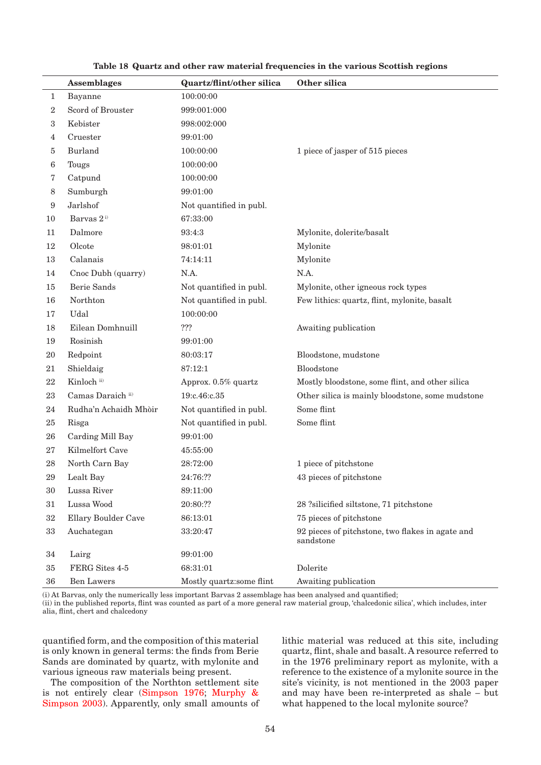**Table 18 Quartz and other raw material frequencies in the various Scottish regions**

| | Assemblages | Quartz/flint/other silica | Other silica |
|---|---|---|---|
| 1 | Bayanne | 100:00:00 | |
| 2 | Scord of Brouster | 999:001:000 | |
| 3 | Kebister | 998:002:000 | |
| 4 | Cruester | 99:01:00 | |
| 5 | Burland | 100:00:00 | 1 piece of jasper of 515 pieces |
| 6 | Tougs | 100:00:00 | |
| 7 | Catpund | 100:00:00 | |
| 8 | Sumburgh | 99:01:00 | |
| 9 | Jarlshof | Not quantified in publ. | |
| 10 | Barvas 2 [i)] | 67:33:00 | |
| 11 | Dalmore | 93:4:3 | Mylonite, dolerite/basalt |
| 12 | Olcote | 98:01:01 | Mylonite |
| 13 | Calanais | 74:14:11 | Mylonite |
| 14 | Cnoc Dubh (quarry) | N.A. | N.A. |
| 15 | Berie Sands | Not quantified in publ. | Mylonite, other igneous rock types |
| 16 | Northton | Not quantified in publ. | Few lithics: quartz, flint, mylonite, basalt |
| 17 | Udal | 100:00:00 | |
| 18 | Eilean Domhnuill | ??? | Awaiting publication |
| 19 | Rosinish | 99:01:00 | |
| 20 | Redpoint | 80:03:17 | Bloodstone, mudstone |
| 21 | Shieldaig | 87:12:1 | Bloodstone |
| 22 | Kinloch [ii)] | Approx. 0.5% quartz | Mostly bloodstone, some flint, and other silica |
| 23 | Camas Daraich [ii)] | 19:c.46:c.35 | Other silica is mainly bloodstone, some mudstone |
| 24 | Rudha'n Achaidh Mhòir | Not quantified in publ. | Some flint |
| 25 | Risga | Not quantified in publ. | Some flint |
| 26 | Carding Mill Bay | 99:01:00 | |
| 27 | Kilmelfort Cave | 45:55:00 | |
| 28 | North Carn Bay | 28:72:00 | 1 piece of pitchstone |
| 29 | Lealt Bay | 24:76:?? | 43 pieces of pitchstone |
| 30 | Lussa River | 89:11:00 | |
| 31 | Lussa Wood | 20:80:?? | 28 ?silicified siltstone, 71 pitchstone |
| 32 | Ellary Boulder Cave | 86:13:01 | 75 pieces of pitchstone |
| 33 | Auchategan | 33:20:47 | 92 pieces of pitchstone, two flakes in agate and sandstone |
| 34 | Lairg | 99:01:00 | |
| 35 | FERG Sites 4-5 | 68:31:01 | Dolerite |
| 36 | Ben Lawers | Mostly quartz:some flint | Awaiting publication |

(i) At Barvas, only the numerically less important Barvas 2 assemblage has been analysed and quantified;
(ii) in the published reports, flint was counted as part of a more general raw material group, 'chalcedonic silica', which includes, inter alia, flint, chert and chalcedony

quantified form, and the composition of this material is only known in general terms: the finds from Berie Sands are dominated by quartz, with mylonite and various igneous raw materials being present.

The composition of the Northton settlement site is not entirely clear (Simpson 1976; Murphy & Simpson 2003). Apparently, only small amounts of lithic material was reduced at this site, including quartz, flint, shale and basalt. A resource referred to in the 1976 preliminary report as mylonite, with a reference to the existence of a mylonite source in the site's vicinity, is not mentioned in the 2003 paper and may have been re-interpreted as shale – but what happened to the local mylonite source?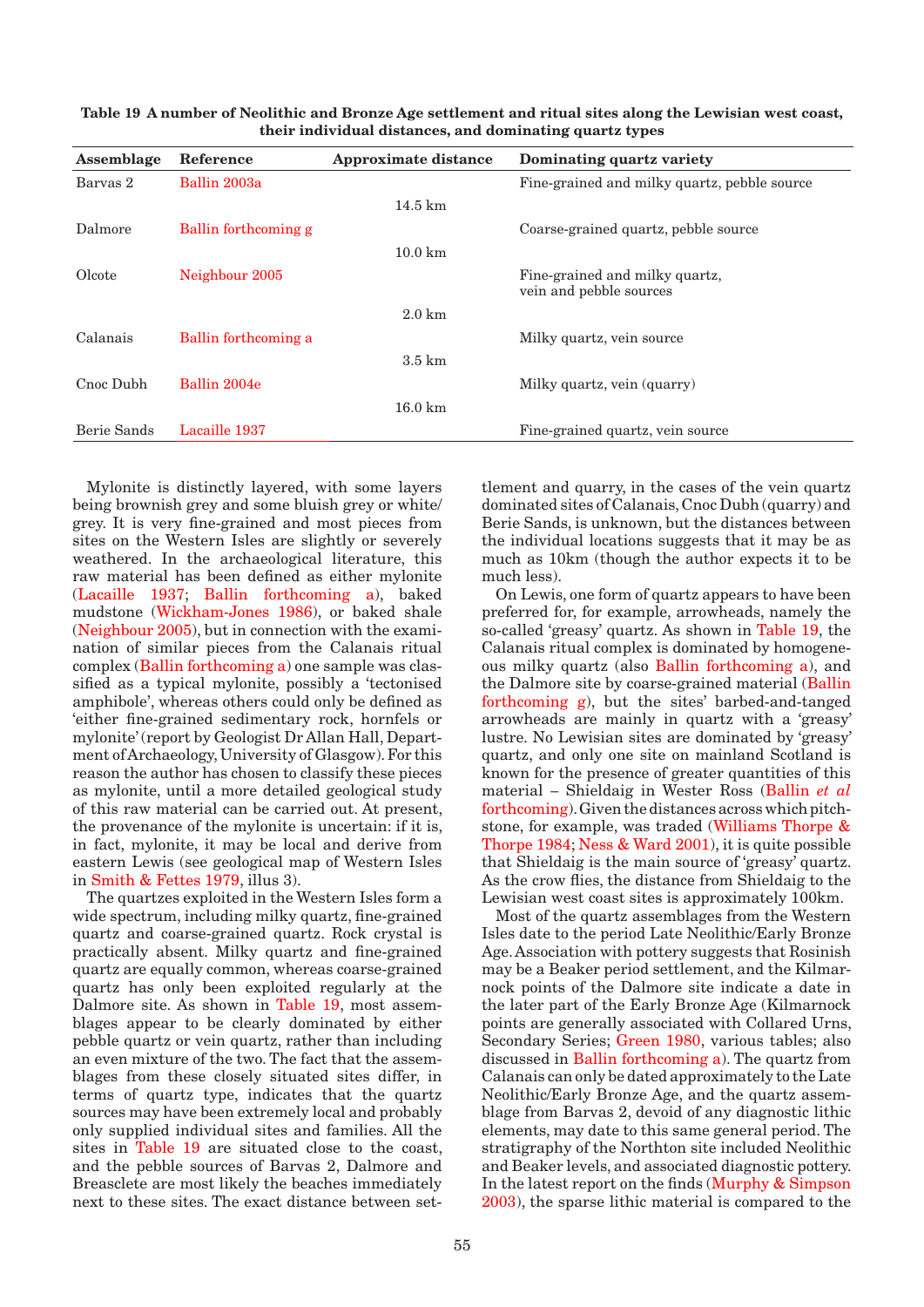**Table 19 A number of Neolithic and Bronze Age settlement and ritual sites along the Lewisian west coast, their individual distances, and dominating quartz types**

| Assemblage | Reference | Approximate distance | Dominating quartz variety |
|---|---|---|---|
| Barvas 2 | Ballin 2003a | | Fine-grained and milky quartz, pebble source |
| | | 14.5 km | |
| Dalmore | Ballin forthcoming g | | Coarse-grained quartz, pebble source |
| | | 10.0 km | |
| Olcote | Neighbour 2005 | | Fine-grained and milky quartz, vein and pebble sources |
| | | 2.0 km | |
| Calanais | Ballin forthcoming a | | Milky quartz, vein source |
| | | 3.5 km | |
| Cnoc Dubh | Ballin 2004e | | Milky quartz, vein (quarry) |
| | | 16.0 km | |
| Berie Sands | Lacaille 1937 | | Fine-grained quartz, vein source |

Mylonite is distinctly layered, with some layers being brownish grey and some bluish grey or white/grey. It is very fine-grained and most pieces from sites on the Western Isles are slightly or severely weathered. In the archaeological literature, this raw material has been defined as either mylonite (Lacaille 1937; Ballin forthcoming a), baked mudstone (Wickham-Jones 1986), or baked shale (Neighbour 2005), but in connection with the examination of similar pieces from the Calanais ritual complex (Ballin forthcoming a) one sample was classified as a typical mylonite, possibly a 'tectonised amphibole', whereas others could only be defined as 'either fine-grained sedimentary rock, hornfels or mylonite' (report by Geologist Dr Allan Hall, Department of Archaeology, University of Glasgow). For this reason the author has chosen to classify these pieces as mylonite, until a more detailed geological study of this raw material can be carried out. At present, the provenance of the mylonite is uncertain: if it is, in fact, mylonite, it may be local and derive from eastern Lewis (see geological map of Western Isles in Smith & Fettes 1979, illus 3).

The quartzes exploited in the Western Isles form a wide spectrum, including milky quartz, fine-grained quartz and coarse-grained quartz. Rock crystal is practically absent. Milky quartz and fine-grained quartz are equally common, whereas coarse-grained quartz has only been exploited regularly at the Dalmore site. As shown in Table 19, most assemblages appear to be clearly dominated by either pebble quartz or vein quartz, rather than including an even mixture of the two. The fact that the assemblages from these closely situated sites differ, in terms of quartz type, indicates that the quartz sources may have been extremely local and probably only supplied individual sites and families. All the sites in Table 19 are situated close to the coast, and the pebble sources of Barvas 2, Dalmore and Breasclete are most likely the beaches immediately next to these sites. The exact distance between settlement and quarry, in the cases of the vein quartz dominated sites of Calanais, Cnoc Dubh (quarry) and Berie Sands, is unknown, but the distances between the individual locations suggests that it may be as much as 10km (though the author expects it to be much less).

On Lewis, one form of quartz appears to have been preferred for, for example, arrowheads, namely the so-called 'greasy' quartz. As shown in Table 19, the Calanais ritual complex is dominated by homogeneous milky quartz (also Ballin forthcoming a), and the Dalmore site by coarse-grained material (Ballin forthcoming g), but the sites' barbed-and-tanged arrowheads are mainly in quartz with a 'greasy' lustre. No Lewisian sites are dominated by 'greasy' quartz, and only one site on mainland Scotland is known for the presence of greater quantities of this material – Shieldaig in Wester Ross (Ballin *et al* forthcoming). Given the distances across which pitchstone, for example, was traded (Williams Thorpe & Thorpe 1984; Ness & Ward 2001), it is quite possible that Shieldaig is the main source of 'greasy' quartz. As the crow flies, the distance from Shieldaig to the Lewisian west coast sites is approximately 100km.

Most of the quartz assemblages from the Western Isles date to the period Late Neolithic/Early Bronze Age. Association with pottery suggests that Rosinish may be a Beaker period settlement, and the Kilmarnock points of the Dalmore site indicate a date in the later part of the Early Bronze Age (Kilmarnock points are generally associated with Collared Urns, Secondary Series; Green 1980, various tables; also discussed in Ballin forthcoming a). The quartz from Calanais can only be dated approximately to the Late Neolithic/Early Bronze Age, and the quartz assemblage from Barvas 2, devoid of any diagnostic lithic elements, may date to this same general period. The stratigraphy of the Northton site included Neolithic and Beaker levels, and associated diagnostic pottery. In the latest report on the finds (Murphy & Simpson 2003), the sparse lithic material is compared to the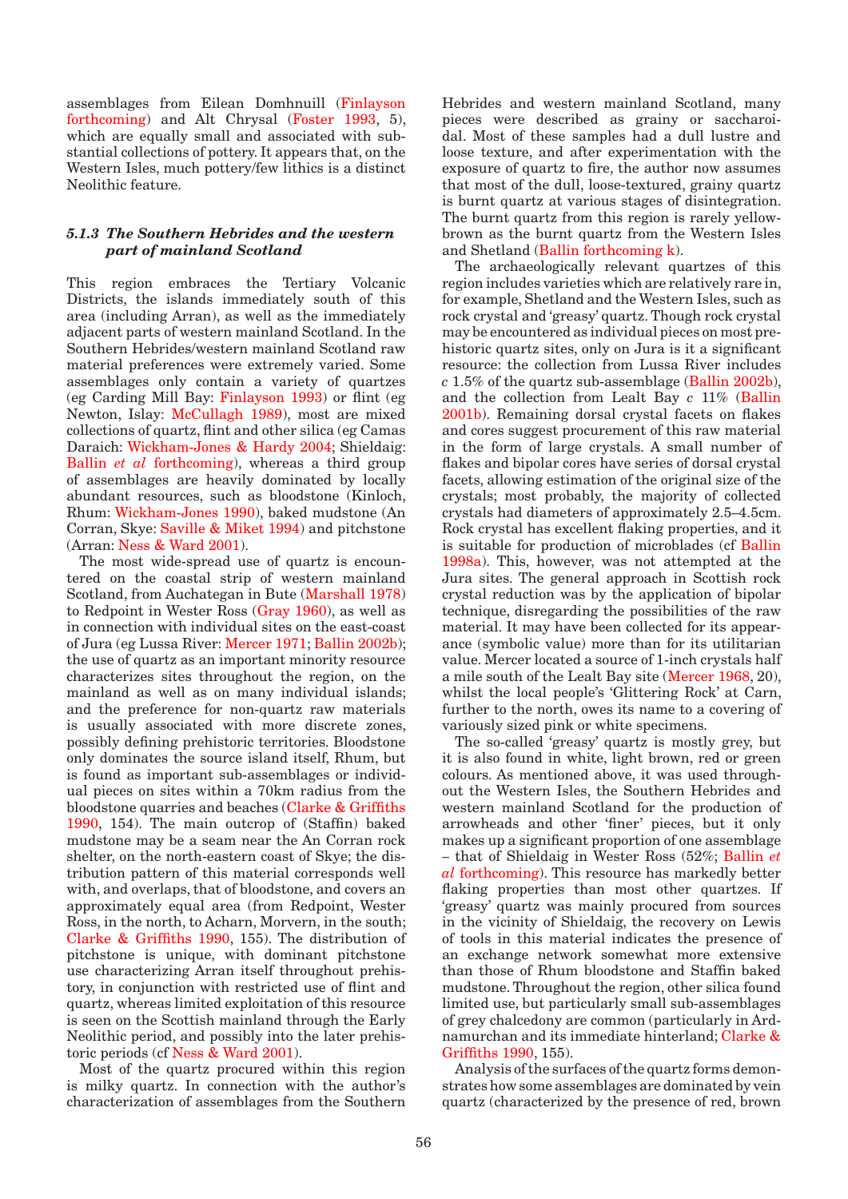assemblages from Eilean Domhnuill (Finlayson forthcoming) and Alt Chrysal (Foster 1993, 5), which are equally small and associated with substantial collections of pottery. It appears that, on the Western Isles, much pottery/few lithics is a distinct Neolithic feature.

### *5.1.3 The Southern Hebrides and the western part of mainland Scotland*

This region embraces the Tertiary Volcanic Districts, the islands immediately south of this area (including Arran), as well as the immediately adjacent parts of western mainland Scotland. In the Southern Hebrides/western mainland Scotland raw material preferences were extremely varied. Some assemblages only contain a variety of quartzes (eg Carding Mill Bay: Finlayson 1993) or flint (eg Newton, Islay: McCullagh 1989), most are mixed collections of quartz, flint and other silica (eg Camas Daraich: Wickham-Jones & Hardy 2004; Shieldaig: Ballin *et al* forthcoming), whereas a third group of assemblages are heavily dominated by locally abundant resources, such as bloodstone (Kinloch, Rhum: Wickham-Jones 1990), baked mudstone (An Corran, Skye: Saville & Miket 1994) and pitchstone (Arran: Ness & Ward 2001).

The most wide-spread use of quartz is encountered on the coastal strip of western mainland Scotland, from Auchategan in Bute (Marshall 1978) to Redpoint in Wester Ross (Gray 1960), as well as in connection with individual sites on the east-coast of Jura (eg Lussa River: Mercer 1971; Ballin 2002b); the use of quartz as an important minority resource characterizes sites throughout the region, on the mainland as well as on many individual islands; and the preference for non-quartz raw materials is usually associated with more discrete zones, possibly defining prehistoric territories. Bloodstone only dominates the source island itself, Rhum, but is found as important sub-assemblages or individual pieces on sites within a 70km radius from the bloodstone quarries and beaches (Clarke & Griffiths 1990, 154). The main outcrop of (Staffin) baked mudstone may be a seam near the An Corran rock shelter, on the north-eastern coast of Skye; the distribution pattern of this material corresponds well with, and overlaps, that of bloodstone, and covers an approximately equal area (from Redpoint, Wester Ross, in the north, to Acharn, Morvern, in the south; Clarke & Griffiths 1990, 155). The distribution of pitchstone is unique, with dominant pitchstone use characterizing Arran itself throughout prehistory, in conjunction with restricted use of flint and quartz, whereas limited exploitation of this resource is seen on the Scottish mainland through the Early Neolithic period, and possibly into the later prehistoric periods (cf Ness & Ward 2001).

Most of the quartz procured within this region is milky quartz. In connection with the author's characterization of assemblages from the Southern Hebrides and western mainland Scotland, many pieces were described as grainy or saccharoidal. Most of these samples had a dull lustre and loose texture, and after experimentation with the exposure of quartz to fire, the author now assumes that most of the dull, loose-textured, grainy quartz is burnt quartz at various stages of disintegration. The burnt quartz from this region is rarely yellow-brown as the burnt quartz from the Western Isles and Shetland (Ballin forthcoming k).

The archaeologically relevant quartzes of this region includes varieties which are relatively rare in, for example, Shetland and the Western Isles, such as rock crystal and 'greasy' quartz. Though rock crystal may be encountered as individual pieces on most prehistoric quartz sites, only on Jura is it a significant resource: the collection from Lussa River includes *c* 1.5% of the quartz sub-assemblage (Ballin 2002b), and the collection from Lealt Bay *c* 11% (Ballin 2001b). Remaining dorsal crystal facets on flakes and cores suggest procurement of this raw material in the form of large crystals. A small number of flakes and bipolar cores have series of dorsal crystal facets, allowing estimation of the original size of the crystals; most probably, the majority of collected crystals had diameters of approximately 2.5–4.5cm. Rock crystal has excellent flaking properties, and it is suitable for production of microblades (cf Ballin 1998a). This, however, was not attempted at the Jura sites. The general approach in Scottish rock crystal reduction was by the application of bipolar technique, disregarding the possibilities of the raw material. It may have been collected for its appearance (symbolic value) more than for its utilitarian value. Mercer located a source of 1-inch crystals half a mile south of the Lealt Bay site (Mercer 1968, 20), whilst the local people's 'Glittering Rock' at Carn, further to the north, owes its name to a covering of variously sized pink or white specimens.

The so-called 'greasy' quartz is mostly grey, but it is also found in white, light brown, red or green colours. As mentioned above, it was used throughout the Western Isles, the Southern Hebrides and western mainland Scotland for the production of arrowheads and other 'finer' pieces, but it only makes up a significant proportion of one assemblage – that of Shieldaig in Wester Ross (52%; Ballin *et al* forthcoming). This resource has markedly better flaking properties than most other quartzes. If 'greasy' quartz was mainly procured from sources in the vicinity of Shieldaig, the recovery on Lewis of tools in this material indicates the presence of an exchange network somewhat more extensive than those of Rhum bloodstone and Staffin baked mudstone. Throughout the region, other silica found limited use, but particularly small sub-assemblages of grey chalcedony are common (particularly in Ardnamurchan and its immediate hinterland; Clarke & Griffiths 1990, 155).

Analysis of the surfaces of the quartz forms demonstrates how some assemblages are dominated by vein quartz (characterized by the presence of red, brown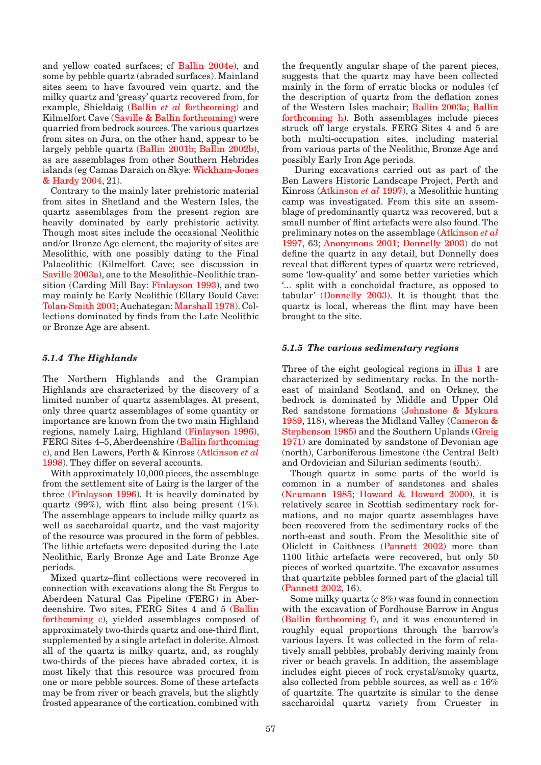and yellow coated surfaces; cf Ballin 2004e), and some by pebble quartz (abraded surfaces). Mainland sites seem to have favoured vein quartz, and the milky quartz and 'greasy' quartz recovered from, for example, Shieldaig (Ballin *et al* forthcoming) and Kilmelfort Cave (Saville & Ballin forthcoming) were quarried from bedrock sources. The various quartzes from sites on Jura, on the other hand, appear to be largely pebble quartz (Ballin 2001b; Ballin 2002b), as are assemblages from other Southern Hebrides islands (eg Camas Daraich on Skye: Wickham-Jones & Hardy 2004, 21).

Contrary to the mainly later prehistoric material from sites in Shetland and the Western Isles, the quartz assemblages from the present region are heavily dominated by early prehistoric activity. Though most sites include the occasional Neolithic and/or Bronze Age element, the majority of sites are Mesolithic, with one possibly dating to the Final Palaeolithic (Kilmelfort Cave; see discussion in Saville 2003a), one to the Mesolithic–Neolithic transition (Carding Mill Bay: Finlayson 1993), and two may mainly be Early Neolithic (Ellary Bould Cave: Tolan-Smith 2001; Auchategan: Marshall 1978). Collections dominated by finds from the Late Neolithic or Bronze Age are absent.

### *5.1.4 The Highlands*

The Northern Highlands and the Grampian Highlands are characterized by the discovery of a limited number of quartz assemblages. At present, only three quartz assemblages of some quantity or importance are known from the two main Highland regions, namely Lairg, Highland (Finlayson 1996), FERG Sites 4–5, Aberdeenshire (Ballin forthcoming c), and Ben Lawers, Perth & Kinross (Atkinson *et al* 1998). They differ on several accounts.

With approximately 10,000 pieces, the assemblage from the settlement site of Lairg is the larger of the three (Finlayson 1996). It is heavily dominated by quartz (99%), with flint also being present (1%). The assemblage appears to include milky quartz as well as saccharoidal quartz, and the vast majority of the resource was procured in the form of pebbles. The lithic artefacts were deposited during the Late Neolithic, Early Bronze Age and Late Bronze Age periods.

Mixed quartz–flint collections were recovered in connection with excavations along the St Fergus to Aberdeen Natural Gas Pipeline (FERG) in Aberdeenshire. Two sites, FERG Sites 4 and 5 (Ballin forthcoming c), yielded assemblages composed of approximately two-thirds quartz and one-third flint, supplemented by a single artefact in dolerite. Almost all of the quartz is milky quartz, and, as roughly two-thirds of the pieces have abraded cortex, it is most likely that this resource was procured from one or more pebble sources. Some of these artefacts may be from river or beach gravels, but the slightly frosted appearance of the cortication, combined with the frequently angular shape of the parent pieces, suggests that the quartz may have been collected mainly in the form of erratic blocks or nodules (cf the description of quartz from the deflation zones of the Western Isles machair; Ballin 2003a; Ballin forthcoming h). Both assemblages include pieces struck off large crystals. FERG Sites 4 and 5 are both multi-occupation sites, including material from various parts of the Neolithic, Bronze Age and possibly Early Iron Age periods.

During excavations carried out as part of the Ben Lawers Historic Landscape Project, Perth and Kinross (Atkinson *et al* 1997), a Mesolithic hunting camp was investigated. From this site an assemblage of predominantly quartz was recovered, but a small number of flint artefacts were also found. The preliminary notes on the assemblage (Atkinson *et al* 1997, 63; Anonymous 2001; Donnelly 2003) do not define the quartz in any detail, but Donnelly does reveal that different types of quartz were retrieved, some 'low-quality' and some better varieties which '... split with a conchoidal fracture, as opposed to tabular' (Donnelly 2003). It is thought that the quartz is local, whereas the flint may have been brought to the site.

### *5.1.5 The various sedimentary regions*

Three of the eight geological regions in illus 1 are characterized by sedimentary rocks. In the north-east of mainland Scotland, and on Orkney, the bedrock is dominated by Middle and Upper Old Red sandstone formations (Johnstone & Mykura 1989, 118), whereas the Midland Valley (Cameron & Stephenson 1985) and the Southern Uplands (Greig 1971) are dominated by sandstone of Devonian age (north), Carboniferous limestone (the Central Belt) and Ordovician and Silurian sediments (south).

Though quartz in some parts of the world is common in a number of sandstones and shales (Neumann 1985; Howard & Howard 2000), it is relatively scarce in Scottish sedimentary rock formations, and no major quartz assemblages have been recovered from the sedimentary rocks of the north-east and south. From the Mesolithic site of Oliclett in Caithness (Pannett 2002) more than 1100 lithic artefacts were recovered, but only 50 pieces of worked quartzite. The excavator assumes that quartzite pebbles formed part of the glacial till (Pannett 2002, 16).

Some milky quartz (*c* 8%) was found in connection with the excavation of Fordhouse Barrow in Angus (Ballin forthcoming f), and it was encountered in roughly equal proportions through the barrow's various layers. It was collected in the form of relatively small pebbles, probably deriving mainly from river or beach gravels. In addition, the assemblage includes eight pieces of rock crystal/smoky quartz, also collected from pebble sources, as well as *c* 16% of quartzite. The quartzite is similar to the dense saccharoidal quartz variety from Cruester in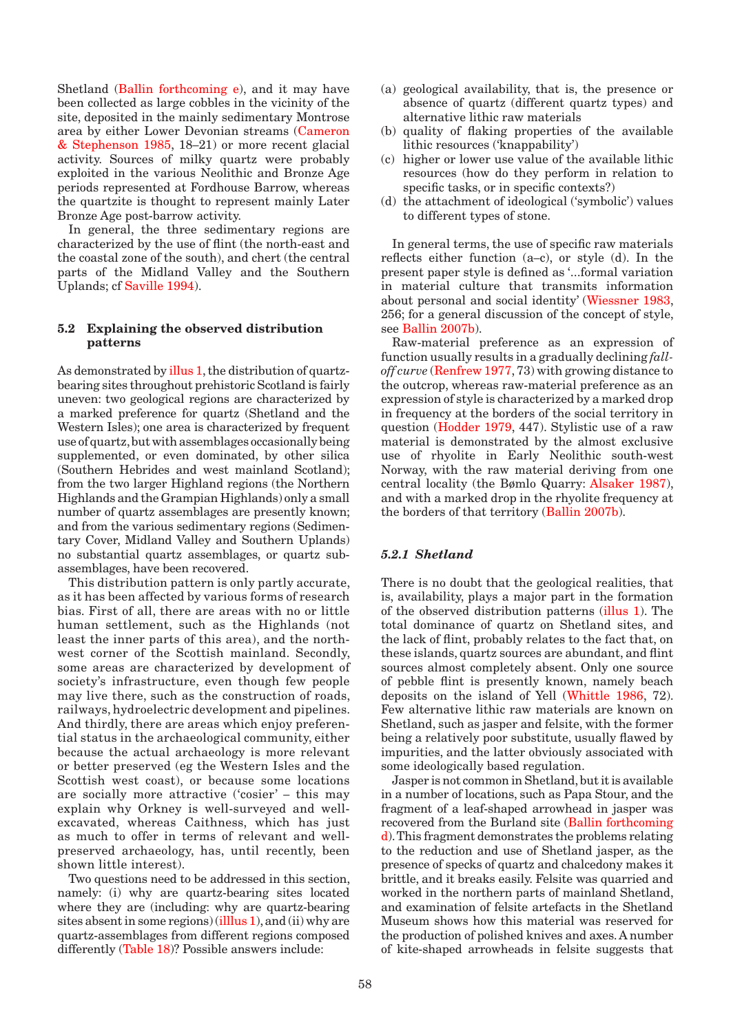Shetland (Ballin forthcoming e), and it may have been collected as large cobbles in the vicinity of the site, deposited in the mainly sedimentary Montrose area by either Lower Devonian streams (Cameron & Stephenson 1985, 18–21) or more recent glacial activity. Sources of milky quartz were probably exploited in the various Neolithic and Bronze Age periods represented at Fordhouse Barrow, whereas the quartzite is thought to represent mainly Later Bronze Age post-barrow activity.

In general, the three sedimentary regions are characterized by the use of flint (the north-east and the coastal zone of the south), and chert (the central parts of the Midland Valley and the Southern Uplands; cf Saville 1994).

## 5.2 Explaining the observed distribution patterns

As demonstrated by illus 1, the distribution of quartz-bearing sites throughout prehistoric Scotland is fairly uneven: two geological regions are characterized by a marked preference for quartz (Shetland and the Western Isles); one area is characterized by frequent use of quartz, but with assemblages occasionally being supplemented, or even dominated, by other silica (Southern Hebrides and west mainland Scotland); from the two larger Highland regions (the Northern Highlands and the Grampian Highlands) only a small number of quartz assemblages are presently known; and from the various sedimentary regions (Sedimentary Cover, Midland Valley and Southern Uplands) no substantial quartz assemblages, or quartz sub-assemblages, have been recovered.

This distribution pattern is only partly accurate, as it has been affected by various forms of research bias. First of all, there are areas with no or little human settlement, such as the Highlands (not least the inner parts of this area), and the north-west corner of the Scottish mainland. Secondly, some areas are characterized by development of society's infrastructure, even though few people may live there, such as the construction of roads, railways, hydroelectric development and pipelines. And thirdly, there are areas which enjoy preferential status in the archaeological community, either because the actual archaeology is more relevant or better preserved (eg the Western Isles and the Scottish west coast), or because some locations are socially more attractive ('cosier' – this may explain why Orkney is well-surveyed and well-excavated, whereas Caithness, which has just as much to offer in terms of relevant and well-preserved archaeology, has, until recently, been shown little interest).

Two questions need to be addressed in this section, namely: (i) why are quartz-bearing sites located where they are (including: why are quartz-bearing sites absent in some regions) (illlus 1), and (ii) why are quartz-assemblages from different regions composed differently (Table 18)? Possible answers include:

(a) geological availability, that is, the presence or absence of quartz (different quartz types) and alternative lithic raw materials
(b) quality of flaking properties of the available lithic resources ('knappability')
(c) higher or lower use value of the available lithic resources (how do they perform in relation to specific tasks, or in specific contexts?)
(d) the attachment of ideological ('symbolic') values to different types of stone.

In general terms, the use of specific raw materials reflects either function (a–c), or style (d). In the present paper style is defined as '...formal variation in material culture that transmits information about personal and social identity' (Wiessner 1983, 256; for a general discussion of the concept of style, see Ballin 2007b).

Raw-material preference as an expression of function usually results in a gradually declining *fall-off curve* (Renfrew 1977, 73) with growing distance to the outcrop, whereas raw-material preference as an expression of style is characterized by a marked drop in frequency at the borders of the social territory in question (Hodder 1979, 447). Stylistic use of a raw material is demonstrated by the almost exclusive use of rhyolite in Early Neolithic south-west Norway, with the raw material deriving from one central locality (the Bømlo Quarry: Alsaker 1987), and with a marked drop in the rhyolite frequency at the borders of that territory (Ballin 2007b).

### *5.2.1 Shetland*

There is no doubt that the geological realities, that is, availability, plays a major part in the formation of the observed distribution patterns (illus 1). The total dominance of quartz on Shetland sites, and the lack of flint, probably relates to the fact that, on these islands, quartz sources are abundant, and flint sources almost completely absent. Only one source of pebble flint is presently known, namely beach deposits on the island of Yell (Whittle 1986, 72). Few alternative lithic raw materials are known on Shetland, such as jasper and felsite, with the former being a relatively poor substitute, usually flawed by impurities, and the latter obviously associated with some ideologically based regulation.

Jasper is not common in Shetland, but it is available in a number of locations, such as Papa Stour, and the fragment of a leaf-shaped arrowhead in jasper was recovered from the Burland site (Ballin forthcoming d). This fragment demonstrates the problems relating to the reduction and use of Shetland jasper, as the presence of specks of quartz and chalcedony makes it brittle, and it breaks easily. Felsite was quarried and worked in the northern parts of mainland Shetland, and examination of felsite artefacts in the Shetland Museum shows how this material was reserved for the production of polished knives and axes. A number of kite-shaped arrowheads in felsite suggests that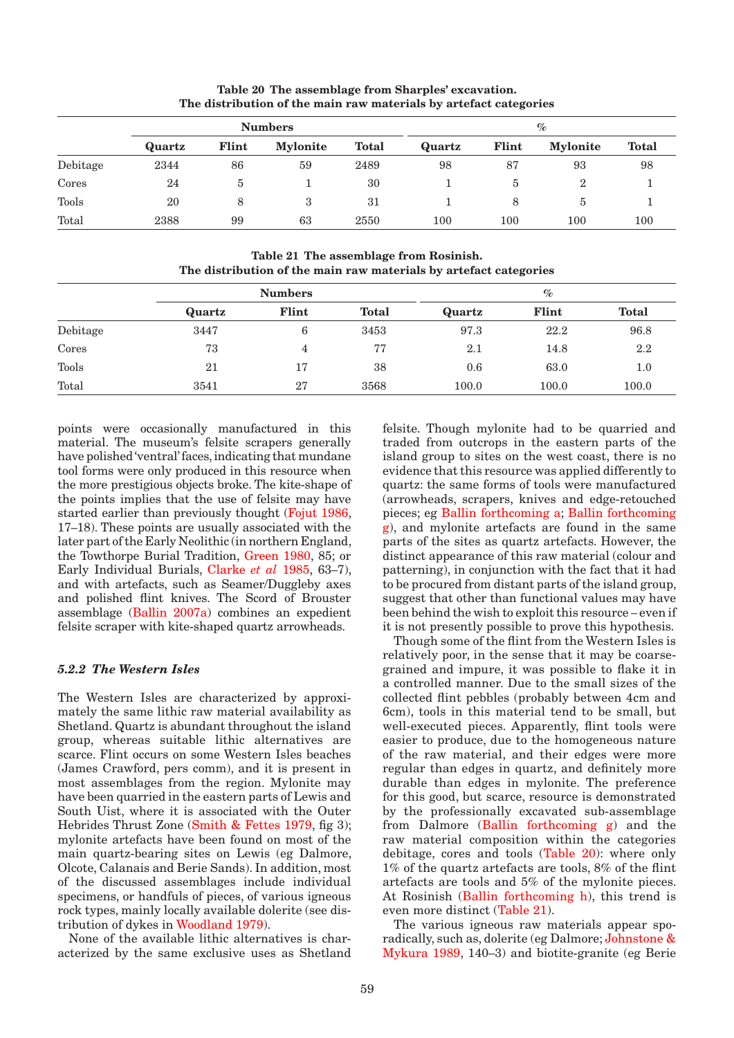**Table 20 The assemblage from Sharples' excavation. The distribution of the main raw materials by artefact categories**

| | Numbers | | | | % | | | |
|---|---|---|---|---|---|---|---|---|
| | Quartz | Flint | Mylonite | Total | Quartz | Flint | Mylonite | Total |
| Debitage | 2344 | 86 | 59 | 2489 | 98 | 87 | 93 | 98 |
| Cores | 24 | 5 | 1 | 30 | 1 | 5 | 2 | 1 |
| Tools | 20 | 8 | 3 | 31 | 1 | 8 | 5 | 1 |
| Total | 2388 | 99 | 63 | 2550 | 100 | 100 | 100 | 100 |

**Table 21 The assemblage from Rosinish. The distribution of the main raw materials by artefact categories**

| | Numbers | | | % | | |
|---|---|---|---|---|---|---|
| | Quartz | Flint | Total | Quartz | Flint | Total |
| Debitage | 3447 | 6 | 3453 | 97.3 | 22.2 | 96.8 |
| Cores | 73 | 4 | 77 | 2.1 | 14.8 | 2.2 |
| Tools | 21 | 17 | 38 | 0.6 | 63.0 | 1.0 |
| Total | 3541 | 27 | 3568 | 100.0 | 100.0 | 100.0 |

points were occasionally manufactured in this material. The museum's felsite scrapers generally have polished 'ventral' faces, indicating that mundane tool forms were only produced in this resource when the more prestigious objects broke. The kite-shape of the points implies that the use of felsite may have started earlier than previously thought (Fojut 1986, 17–18). These points are usually associated with the later part of the Early Neolithic (in northern England, the Towthorpe Burial Tradition, Green 1980, 85; or Early Individual Burials, Clarke *et al* 1985, 63–7), and with artefacts, such as Seamer/Duggleby axes and polished flint knives. The Scord of Brouster assemblage (Ballin 2007a) combines an expedient felsite scraper with kite-shaped quartz arrowheads.

### *5.2.2 The Western Isles*

The Western Isles are characterized by approximately the same lithic raw material availability as Shetland. Quartz is abundant throughout the island group, whereas suitable lithic alternatives are scarce. Flint occurs on some Western Isles beaches (James Crawford, pers comm), and it is present in most assemblages from the region. Mylonite may have been quarried in the eastern parts of Lewis and South Uist, where it is associated with the Outer Hebrides Thrust Zone (Smith & Fettes 1979, fig 3); mylonite artefacts have been found on most of the main quartz-bearing sites on Lewis (eg Dalmore, Olcote, Calanais and Berie Sands). In addition, most of the discussed assemblages include individual specimens, or handfuls of pieces, of various igneous rock types, mainly locally available dolerite (see distribution of dykes in Woodland 1979).

None of the available lithic alternatives is characterized by the same exclusive uses as Shetland felsite. Though mylonite had to be quarried and traded from outcrops in the eastern parts of the island group to sites on the west coast, there is no evidence that this resource was applied differently to quartz: the same forms of tools were manufactured (arrowheads, scrapers, knives and edge-retouched pieces; eg Ballin forthcoming a; Ballin forthcoming g), and mylonite artefacts are found in the same parts of the sites as quartz artefacts. However, the distinct appearance of this raw material (colour and patterning), in conjunction with the fact that it had to be procured from distant parts of the island group, suggest that other than functional values may have been behind the wish to exploit this resource – even if it is not presently possible to prove this hypothesis.

Though some of the flint from the Western Isles is relatively poor, in the sense that it may be coarse-grained and impure, it was possible to flake it in a controlled manner. Due to the small sizes of the collected flint pebbles (probably between 4cm and 6cm), tools in this material tend to be small, but well-executed pieces. Apparently, flint tools were easier to produce, due to the homogeneous nature of the raw material, and their edges were more regular than edges in quartz, and definitely more durable than edges in mylonite. The preference for this good, but scarce, resource is demonstrated by the professionally excavated sub-assemblage from Dalmore (Ballin forthcoming g) and the raw material composition within the categories debitage, cores and tools (Table 20): where only 1% of the quartz artefacts are tools, 8% of the flint artefacts are tools and 5% of the mylonite pieces. At Rosinish (Ballin forthcoming h), this trend is even more distinct (Table 21).

The various igneous raw materials appear sporadically, such as, dolerite (eg Dalmore; Johnstone & Mykura 1989, 140–3) and biotite-granite (eg Berie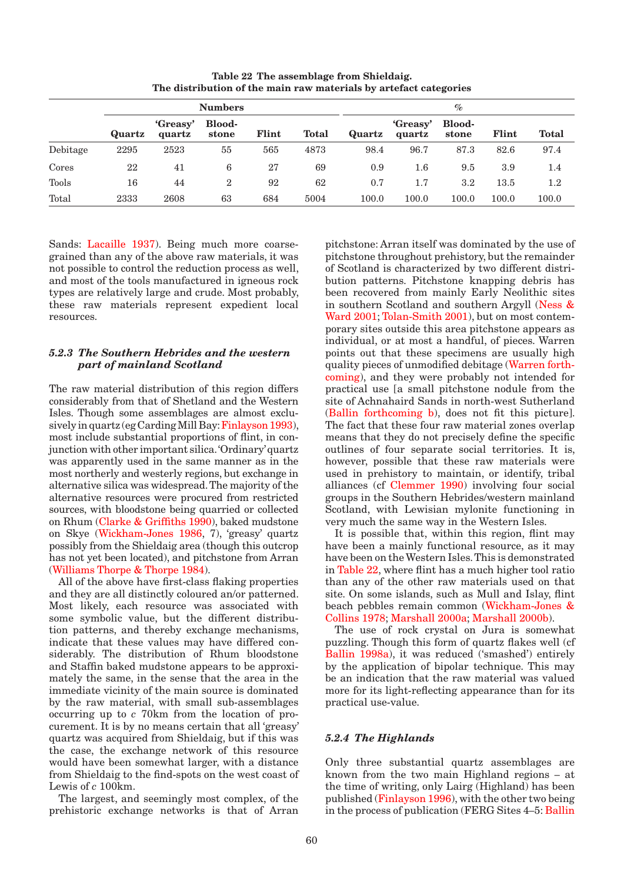**Table 22 The assemblage from Shieldaig. The distribution of the main raw materials by artefact categories**

| | Numbers | | | | | % | | | | |
|---|---|---|---|---|---|---|---|---|---|---|
| | Quartz | 'Greasy' quartz | Blood-stone | Flint | Total | Quartz | 'Greasy' quartz | Blood-stone | Flint | Total |
| Debitage | 2295 | 2523 | 55 | 565 | 4873 | 98.4 | 96.7 | 87.3 | 82.6 | 97.4 |
| Cores | 22 | 41 | 6 | 27 | 69 | 0.9 | 1.6 | 9.5 | 3.9 | 1.4 |
| Tools | 16 | 44 | 2 | 92 | 62 | 0.7 | 1.7 | 3.2 | 13.5 | 1.2 |
| Total | 2333 | 2608 | 63 | 684 | 5004 | 100.0 | 100.0 | 100.0 | 100.0 | 100.0 |

Sands: Lacaille 1937). Being much more coarse-grained than any of the above raw materials, it was not possible to control the reduction process as well, and most of the tools manufactured in igneous rock types are relatively large and crude. Most probably, these raw materials represent expedient local resources.

### *5.2.3 The Southern Hebrides and the western part of mainland Scotland*

The raw material distribution of this region differs considerably from that of Shetland and the Western Isles. Though some assemblages are almost exclusively in quartz (eg Carding Mill Bay: Finlayson 1993), most include substantial proportions of flint, in conjunction with other important silica. 'Ordinary' quartz was apparently used in the same manner as in the most northerly and westerly regions, but exchange in alternative silica was widespread. The majority of the alternative resources were procured from restricted sources, with bloodstone being quarried or collected on Rhum (Clarke & Griffiths 1990), baked mudstone on Skye (Wickham-Jones 1986, 7), 'greasy' quartz possibly from the Shieldaig area (though this outcrop has not yet been located), and pitchstone from Arran (Williams Thorpe & Thorpe 1984).

All of the above have first-class flaking properties and they are all distinctly coloured and/or patterned. Most likely, each resource was associated with some symbolic value, but the different distribution patterns, and thereby exchange mechanisms, indicate that these values may have differed considerably. The distribution of Rhum bloodstone and Staffin baked mudstone appears to be approximately the same, in the sense that the area in the immediate vicinity of the main source is dominated by the raw material, with small sub-assemblages occurring up to *c* 70km from the location of procurement. It is by no means certain that all 'greasy' quartz was acquired from Shieldaig, but if this was the case, the exchange network of this resource would have been somewhat larger, with a distance from Shieldaig to the find-spots on the west coast of Lewis of *c* 100km.

The largest, and seemingly most complex, of the prehistoric exchange networks is that of Arran pitchstone: Arran itself was dominated by the use of pitchstone throughout prehistory, but the remainder of Scotland is characterized by two different distribution patterns. Pitchstone knapping debris has been recovered from mainly Early Neolithic sites in southern Scotland and southern Argyll (Ness & Ward 2001; Tolan-Smith 2001), but on most contemporary sites outside this area pitchstone appears as individual, or at most a handful, of pieces. Warren points out that these specimens are usually high quality pieces of unmodified debitage (Warren forthcoming), and they were probably not intended for practical use [a small pitchstone nodule from the site of Achnahaird Sands in north-west Sutherland (Ballin forthcoming b), does not fit this picture]. The fact that these four raw material zones overlap means that they do not precisely define the specific outlines of four separate social territories. It is, however, possible that these raw materials were used in prehistory to maintain, or identify, tribal alliances (cf Clemmer 1990) involving four social groups in the Southern Hebrides/western mainland Scotland, with Lewisian mylonite functioning in very much the same way in the Western Isles.

It is possible that, within this region, flint may have been a mainly functional resource, as it may have been on the Western Isles. This is demonstrated in Table 22, where flint has a much higher tool ratio than any of the other raw materials used on that site. On some islands, such as Mull and Islay, flint beach pebbles remain common (Wickham-Jones & Collins 1978; Marshall 2000a; Marshall 2000b).

The use of rock crystal on Jura is somewhat puzzling. Though this form of quartz flakes well (cf Ballin 1998a), it was reduced ('smashed') entirely by the application of bipolar technique. This may be an indication that the raw material was valued more for its light-reflecting appearance than for its practical use-value.

### *5.2.4 The Highlands*

Only three substantial quartz assemblages are known from the two main Highland regions – at the time of writing, only Lairg (Highland) has been published (Finlayson 1996), with the other two being in the process of publication (FERG Sites 4–5: Ballin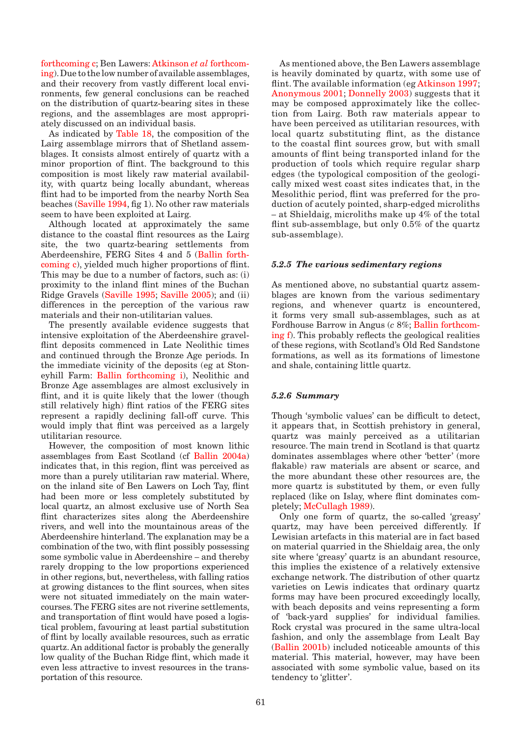forthcoming c; Ben Lawers: Atkinson *et al* forthcoming). Due to the low number of available assemblages, and their recovery from vastly different local environments, few general conclusions can be reached on the distribution of quartz-bearing sites in these regions, and the assemblages are most appropriately discussed on an individual basis.

As indicated by Table 18, the composition of the Lairg assemblage mirrors that of Shetland assemblages. It consists almost entirely of quartz with a minor proportion of flint. The background to this composition is most likely raw material availability, with quartz being locally abundant, whereas flint had to be imported from the nearby North Sea beaches (Saville 1994, fig 1). No other raw materials seem to have been exploited at Lairg.

Although located at approximately the same distance to the coastal flint resources as the Lairg site, the two quartz-bearing settlements from Aberdeenshire, FERG Sites 4 and 5 (Ballin forthcoming c), yielded much higher proportions of flint. This may be due to a number of factors, such as: (i) proximity to the inland flint mines of the Buchan Ridge Gravels (Saville 1995; Saville 2005); and (ii) differences in the perception of the various raw materials and their non-utilitarian values.

The presently available evidence suggests that intensive exploitation of the Aberdeenshire gravel-flint deposits commenced in Late Neolithic times and continued through the Bronze Age periods. In the immediate vicinity of the deposits (eg at Stoneyhill Farm: Ballin forthcoming i), Neolithic and Bronze Age assemblages are almost exclusively in flint, and it is quite likely that the lower (though still relatively high) flint ratios of the FERG sites represent a rapidly declining fall-off curve. This would imply that flint was perceived as a largely utilitarian resource.

However, the composition of most known lithic assemblages from East Scotland (cf Ballin 2004a) indicates that, in this region, flint was perceived as more than a purely utilitarian raw material. Where, on the inland site of Ben Lawers on Loch Tay, flint had been more or less completely substituted by local quartz, an almost exclusive use of North Sea flint characterizes sites along the Aberdeenshire rivers, and well into the mountainous areas of the Aberdeenshire hinterland. The explanation may be a combination of the two, with flint possibly possessing some symbolic value in Aberdeenshire – and thereby rarely dropping to the low proportions experienced in other regions, but, nevertheless, with falling ratios at growing distances to the flint sources, when sites were not situated immediately on the main watercourses. The FERG sites are not riverine settlements, and transportation of flint would have posed a logistical problem, favouring at least partial substitution of flint by locally available resources, such as erratic quartz. An additional factor is probably the generally low quality of the Buchan Ridge flint, which made it even less attractive to invest resources in the transportation of this resource.

As mentioned above, the Ben Lawers assemblage is heavily dominated by quartz, with some use of flint. The available information (eg Atkinson 1997; Anonymous 2001; Donnelly 2003) suggests that it may be composed approximately like the collection from Lairg. Both raw materials appear to have been perceived as utilitarian resources, with local quartz substituting flint, as the distance to the coastal flint sources grow, but with small amounts of flint being transported inland for the production of tools which require regular sharp edges (the typological composition of the geologically mixed west coast sites indicates that, in the Mesolithic period, flint was preferred for the production of acutely pointed, sharp-edged microliths – at Shieldaig, microliths make up 4% of the total flint sub-assemblage, but only 0.5% of the quartz sub-assemblage).

### *5.2.5 The various sedimentary regions*

As mentioned above, no substantial quartz assemblages are known from the various sedimentary regions, and whenever quartz is encountered, it forms very small sub-assemblages, such as at Fordhouse Barrow in Angus (*c* 8%; Ballin forthcoming f). This probably reflects the geological realities of these regions, with Scotland's Old Red Sandstone formations, as well as its formations of limestone and shale, containing little quartz.

### *5.2.6 Summary*

Though 'symbolic values' can be difficult to detect, it appears that, in Scottish prehistory in general, quartz was mainly perceived as a utilitarian resource. The main trend in Scotland is that quartz dominates assemblages where other 'better' (more flakable) raw materials are absent or scarce, and the more abundant these other resources are, the more quartz is substituted by them, or even fully replaced (like on Islay, where flint dominates completely; McCullagh 1989).

Only one form of quartz, the so-called 'greasy' quartz, may have been perceived differently. If Lewisian artefacts in this material are in fact based on material quarried in the Shieldaig area, the only site where 'greasy' quartz is an abundant resource, this implies the existence of a relatively extensive exchange network. The distribution of other quartz varieties on Lewis indicates that ordinary quartz forms may have been procured exceedingly locally, with beach deposits and veins representing a form of 'back-yard supplies' for individual families. Rock crystal was procured in the same ultra-local fashion, and only the assemblage from Lealt Bay (Ballin 2001b) included noticeable amounts of this material. This material, however, may have been associated with some symbolic value, based on its tendency to 'glitter'.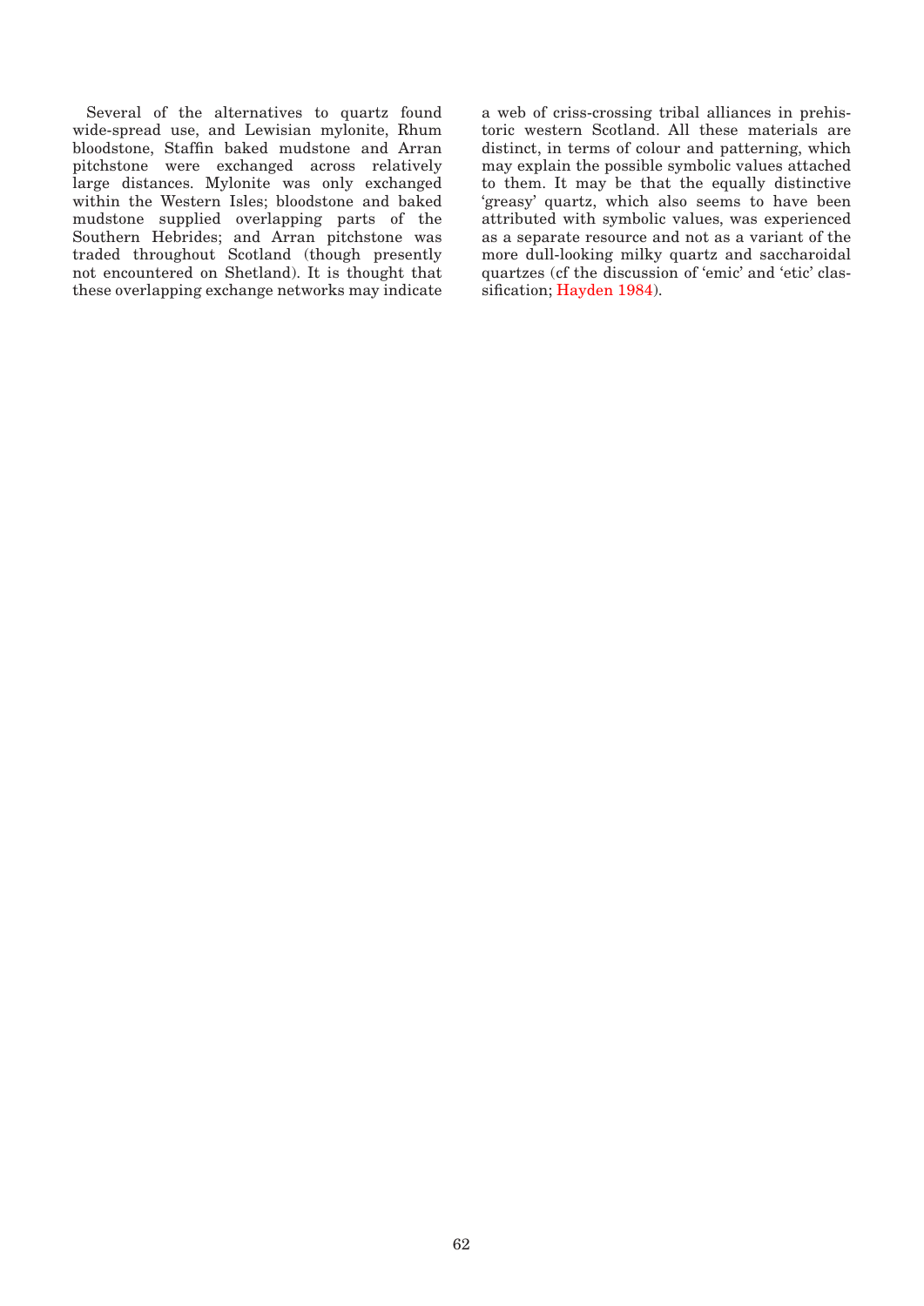Several of the alternatives to quartz found wide-spread use, and Lewisian mylonite, Rhum bloodstone, Staffin baked mudstone and Arran pitchstone were exchanged across relatively large distances. Mylonite was only exchanged within the Western Isles; bloodstone and baked mudstone supplied overlapping parts of the Southern Hebrides; and Arran pitchstone was traded throughout Scotland (though presently not encountered on Shetland). It is thought that these overlapping exchange networks may indicate a web of criss-crossing tribal alliances in prehistoric western Scotland. All these materials are distinct, in terms of colour and patterning, which may explain the possible symbolic values attached to them. It may be that the equally distinctive 'greasy' quartz, which also seems to have been attributed with symbolic values, was experienced as a separate resource and not as a variant of the more dull-looking milky quartz and saccharoidal quartzes (cf the discussion of 'emic' and 'etic' classification; Hayden 1984).